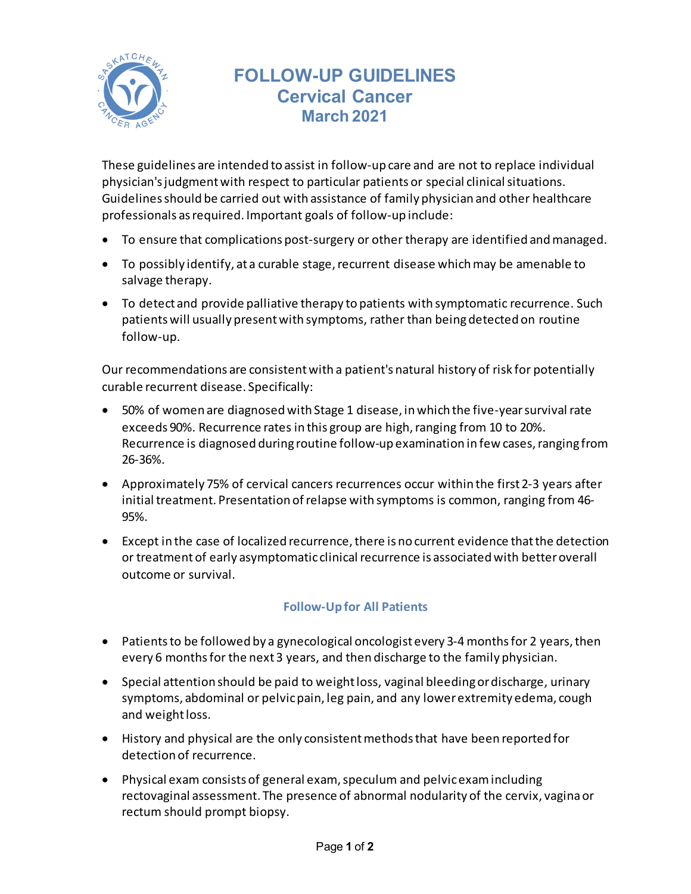# FOLLOW-UP GUIDELINES
## Cervical Cancer
### March 2021

These guidelines are intended to assist in follow-up care and are not to replace individual physician's judgment with respect to particular patients or special clinical situations. Guidelines should be carried out with assistance of family physician and other healthcare professionals as required. Important goals of follow-up include:

- To ensure that complications post-surgery or other therapy are identified and managed.
- To possibly identify, at a curable stage, recurrent disease which may be amenable to salvage therapy.
- To detect and provide palliative therapy to patients with symptomatic recurrence. Such patients will usually present with symptoms, rather than being detected on routine follow-up.

Our recommendations are consistent with a patient's natural history of risk for potentially curable recurrent disease. Specifically:

- 50% of women are diagnosed with Stage 1 disease, in which the five-year survival rate exceeds 90%. Recurrence rates in this group are high, ranging from 10 to 20%. Recurrence is diagnosed during routine follow-up examination in few cases, ranging from 26-36%.
- Approximately 75% of cervical cancers recurrences occur within the first 2-3 years after initial treatment. Presentation of relapse with symptoms is common, ranging from 46-95%.
- Except in the case of localized recurrence, there is no current evidence that the detection or treatment of early asymptomatic clinical recurrence is associated with better overall outcome or survival.

### Follow-Up for All Patients

- Patients to be followed by a gynecological oncologist every 3-4 months for 2 years, then every 6 months for the next 3 years, and then discharge to the family physician.
- Special attention should be paid to weight loss, vaginal bleeding or discharge, urinary symptoms, abdominal or pelvic pain, leg pain, and any lower extremity edema, cough and weight loss.
- History and physical are the only consistent methods that have been reported for detection of recurrence.
- Physical exam consists of general exam, speculum and pelvic exam including rectovaginal assessment. The presence of abnormal nodularity of the cervix, vagina or rectum should prompt biopsy.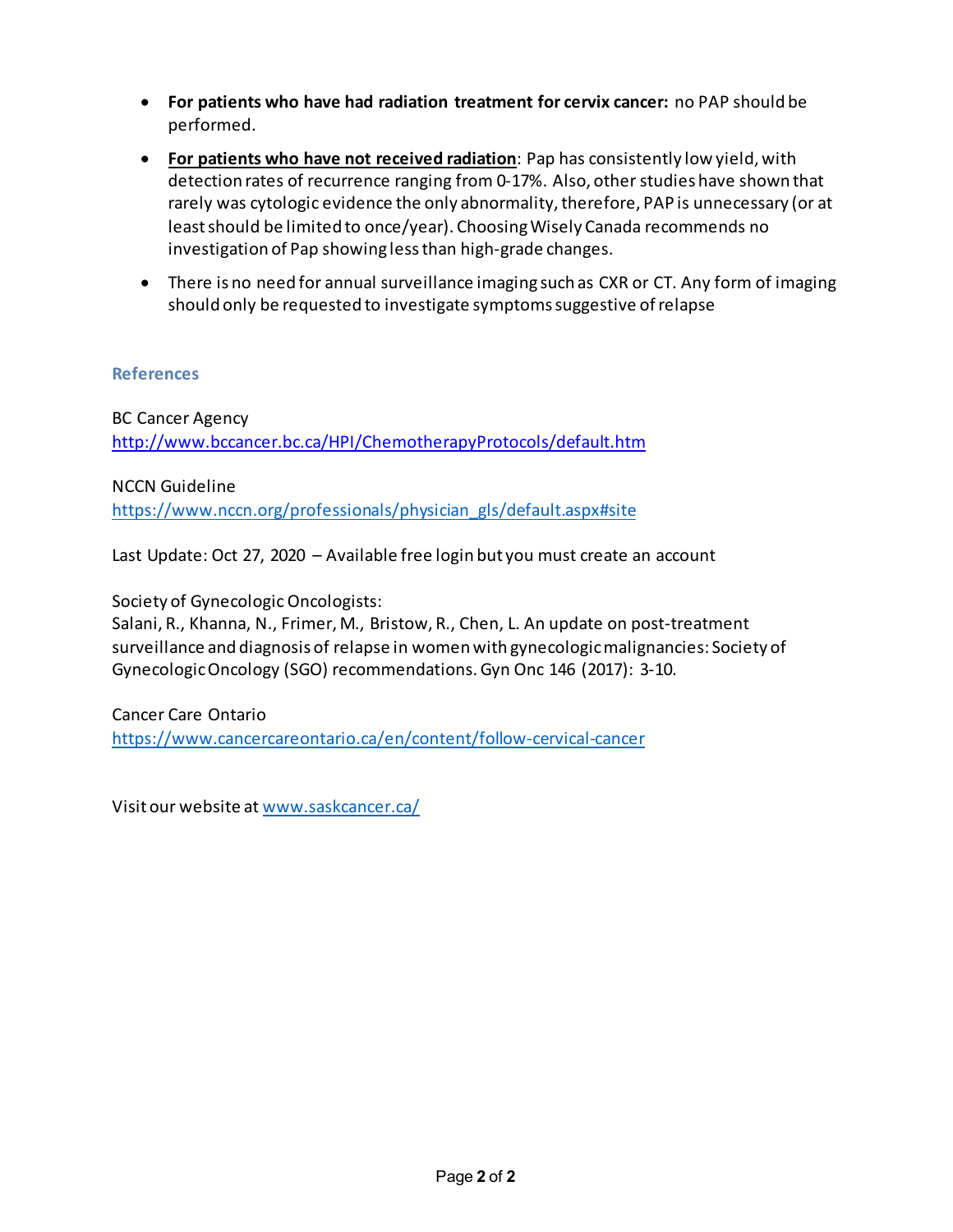- **For patients who have had radiation treatment for cervix cancer:** no PAP should be performed.
- **<u>For patients who have not received radiation</u>**: Pap has consistently low yield, with detection rates of recurrence ranging from 0-17%. Also, other studies have shown that rarely was cytologic evidence the only abnormality, therefore, PAP is unnecessary (or at least should be limited to once/year). Choosing Wisely Canada recommends no investigation of Pap showing less than high-grade changes.
- There is no need for annual surveillance imaging such as CXR or CT. Any form of imaging should only be requested to investigate symptoms suggestive of relapse

### References

BC Cancer Agency
http://www.bccancer.bc.ca/HPI/ChemotherapyProtocols/default.htm

NCCN Guideline
https://www.nccn.org/professionals/physician_gls/default.aspx#site

Last Update: Oct 27, 2020 – Available free login but you must create an account

Society of Gynecologic Oncologists:
Salani, R., Khanna, N., Frimer, M., Bristow, R., Chen, L. An update on post-treatment surveillance and diagnosis of relapse in women with gynecologic malignancies: Society of Gynecologic Oncology (SGO) recommendations. Gyn Onc 146 (2017): 3-10.

Cancer Care Ontario
https://www.cancercareontario.ca/en/content/follow-cervical-cancer

Visit our website at www.saskcancer.ca/